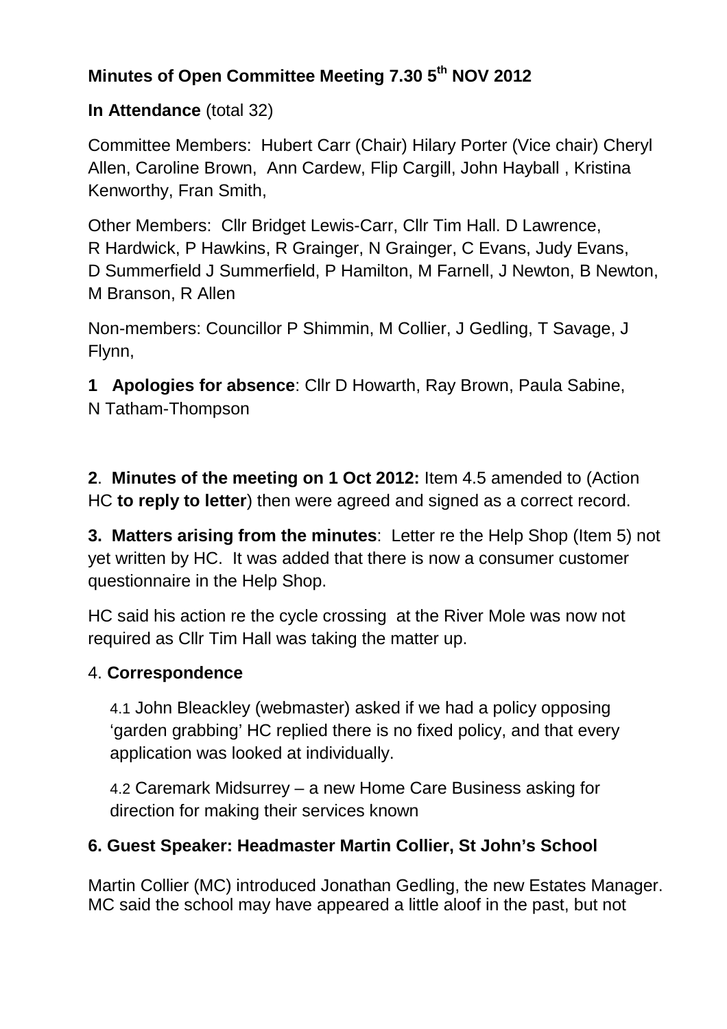**Minutes of Open Committee Meeting 7.30 5th NOV 2012**

**In Attendance** (total 32)

Committee Members: Hubert Carr (Chair) Hilary Porter (Vice chair) Cheryl Allen, Caroline Brown, Ann Cardew, Flip Cargill, John Hayball , Kristina Kenworthy, Fran Smith,

Other Members: Cllr Bridget Lewis-Carr, Cllr Tim Hall. D Lawrence, R Hardwick, P Hawkins, R Grainger, N Grainger, C Evans, Judy Evans, D Summerfield J Summerfield, P Hamilton, M Farnell, J Newton, B Newton, M Branson, R Allen

Non-members: Councillor P Shimmin, M Collier, J Gedling, T Savage, J Flynn,

**1 Apologies for absence**: Cllr D Howarth, Ray Brown, Paula Sabine, N Tatham-Thompson

**2**. **Minutes of the meeting on 1 Oct 2012:** Item 4.5 amended to (Action HC **to reply to letter**) then were agreed and signed as a correct record.

**3. Matters arising from the minutes**: Letter re the Help Shop (Item 5) not yet written by HC. It was added that there is now a consumer customer questionnaire in the Help Shop.

HC said his action re the cycle crossing at the River Mole was now not required as Cllr Tim Hall was taking the matter up.

4. **Correspondence**

4.1 John Bleackley (webmaster) asked if we had a policy opposing 'garden grabbing' HC replied there is no fixed policy, and that every application was looked at individually.

4.2 Caremark Midsurrey – a new Home Care Business asking for direction for making their services known

**6. Guest Speaker: Headmaster Martin Collier, St John's School**

Martin Collier (MC) introduced Jonathan Gedling, the new Estates Manager. MC said the school may have appeared a little aloof in the past, but not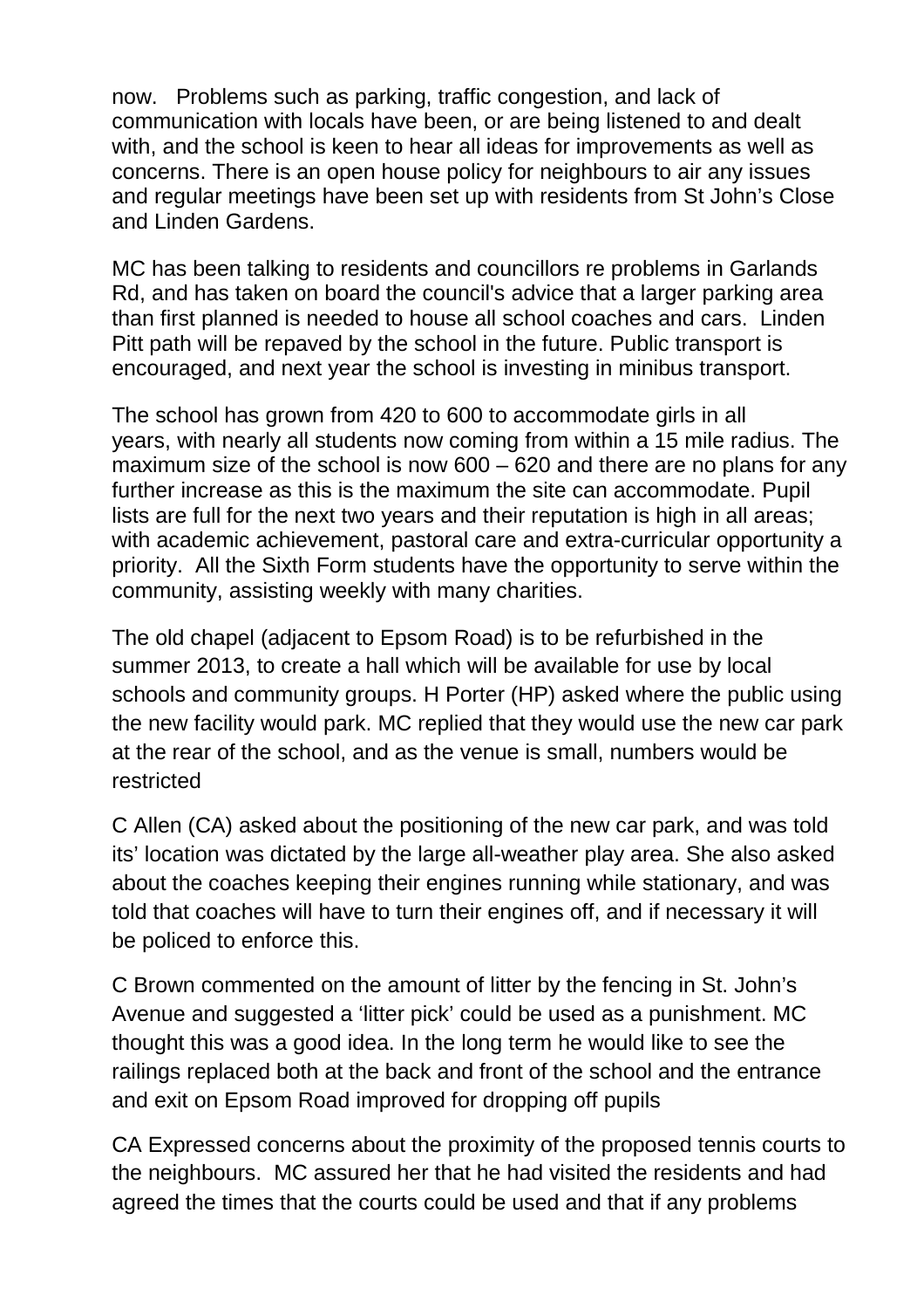now. Problems such as parking, traffic congestion, and lack of communication with locals have been, or are being listened to and dealt with, and the school is keen to hear all ideas for improvements as well as concerns. There is an open house policy for neighbours to air any issues and regular meetings have been set up with residents from St John's Close and Linden Gardens.

MC has been talking to residents and councillors re problems in Garlands Rd, and has taken on board the council's advice that a larger parking area than first planned is needed to house all school coaches and cars. Linden Pitt path will be repaved by the school in the future. Public transport is encouraged, and next year the school is investing in minibus transport.

The school has grown from 420 to 600 to accommodate girls in all years, with nearly all students now coming from within a 15 mile radius. The maximum size of the school is now 600 – 620 and there are no plans for any further increase as this is the maximum the site can accommodate. Pupil lists are full for the next two years and their reputation is high in all areas; with academic achievement, pastoral care and extra-curricular opportunity a priority. All the Sixth Form students have the opportunity to serve within the community, assisting weekly with many charities.

The old chapel (adjacent to Epsom Road) is to be refurbished in the summer 2013, to create a hall which will be available for use by local schools and community groups. H Porter (HP) asked where the public using the new facility would park. MC replied that they would use the new car park at the rear of the school, and as the venue is small, numbers would be restricted

C Allen (CA) asked about the positioning of the new car park, and was told its' location was dictated by the large all-weather play area. She also asked about the coaches keeping their engines running while stationary, and was told that coaches will have to turn their engines off, and if necessary it will be policed to enforce this.

C Brown commented on the amount of litter by the fencing in St. John's Avenue and suggested a 'litter pick' could be used as a punishment. MC thought this was a good idea. In the long term he would like to see the railings replaced both at the back and front of the school and the entrance and exit on Epsom Road improved for dropping off pupils

CA Expressed concerns about the proximity of the proposed tennis courts to the neighbours. MC assured her that he had visited the residents and had agreed the times that the courts could be used and that if any problems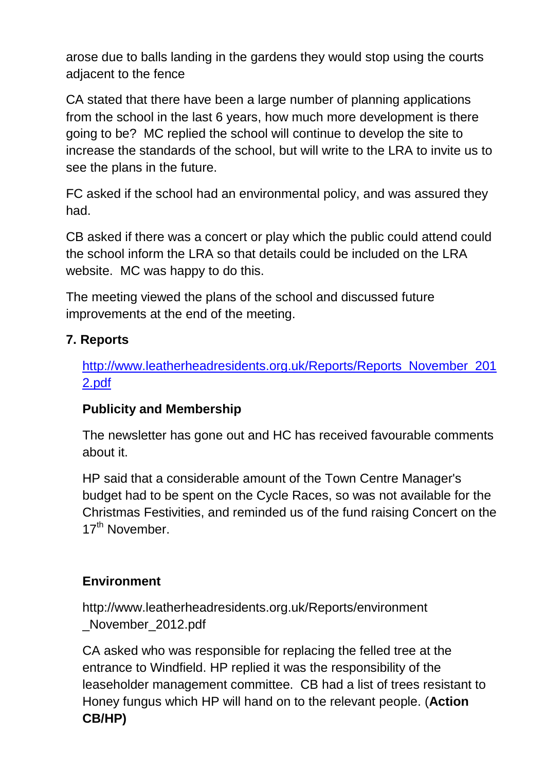arose due to balls landing in the gardens they would stop using the courts adjacent to the fence

CA stated that there have been a large number of planning applications from the school in the last 6 years, how much more development is there going to be? MC replied the school will continue to develop the site to increase the standards of the school, but will write to the LRA to invite us to see the plans in the future.

FC asked if the school had an environmental policy, and was assured they had.

CB asked if there was a concert or play which the public could attend could the school inform the LRA so that details could be included on the LRA website. MC was happy to do this.

The meeting viewed the plans of the school and discussed future improvements at the end of the meeting.

**7. Reports**

[http://www.leatherheadresidents.org.uk/Reports/Reports_November_2012.pdf](http://www.leatherheadresidents.org.uk/Reports/Reports_November_2012.pdf)

**Publicity and Membership**

The newsletter has gone out and HC has received favourable comments about it.

HP said that a considerable amount of the Town Centre Manager's budget had to be spent on the Cycle Races, so was not available for the Christmas Festivities, and reminded us of the fund raising Concert on the 17th November.

**Environment**

http://www.leatherheadresidents.org.uk/Reports/environment_November_2012.pdf

CA asked who was responsible for replacing the felled tree at the entrance to Windfield. HP replied it was the responsibility of the leaseholder management committee. CB had a list of trees resistant to Honey fungus which HP will hand on to the relevant people. (**Action CB/HP)**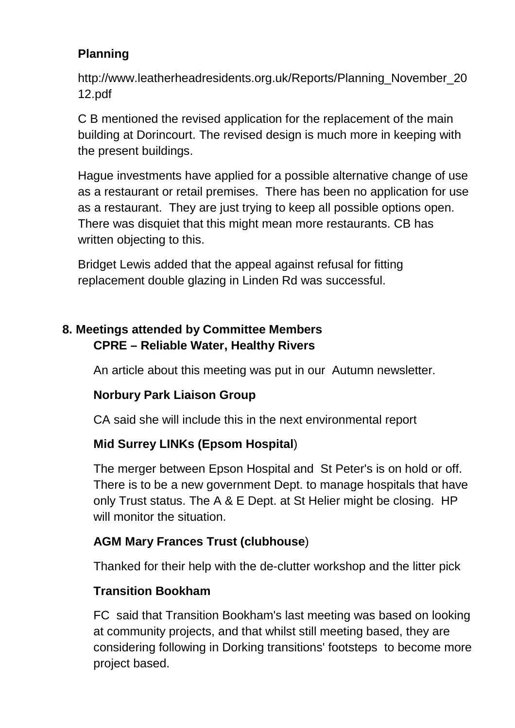**Planning**

http://www.leatherheadresidents.org.uk/Reports/Planning_November_2012.pdf

C B mentioned the revised application for the replacement of the main building at Dorincourt. The revised design is much more in keeping with the present buildings.

Hague investments have applied for a possible alternative change of use as a restaurant or retail premises. There has been no application for use as a restaurant. They are just trying to keep all possible options open. There was disquiet that this might mean more restaurants. CB has written objecting to this.

Bridget Lewis added that the appeal against refusal for fitting replacement double glazing in Linden Rd was successful.

**8. Meetings attended by Committee Members**

**CPRE – Reliable Water, Healthy Rivers**

An article about this meeting was put in our Autumn newsletter.

**Norbury Park Liaison Group**

CA said she will include this in the next environmental report

**Mid Surrey LINKs (Epsom Hospital**)

The merger between Epson Hospital and St Peter's is on hold or off. There is to be a new government Dept. to manage hospitals that have only Trust status. The A & E Dept. at St Helier might be closing. HP will monitor the situation.

**AGM Mary Frances Trust (clubhouse**)

Thanked for their help with the de-clutter workshop and the litter pick

**Transition Bookham**

FC said that Transition Bookham's last meeting was based on looking at community projects, and that whilst still meeting based, they are considering following in Dorking transitions' footsteps to become more project based.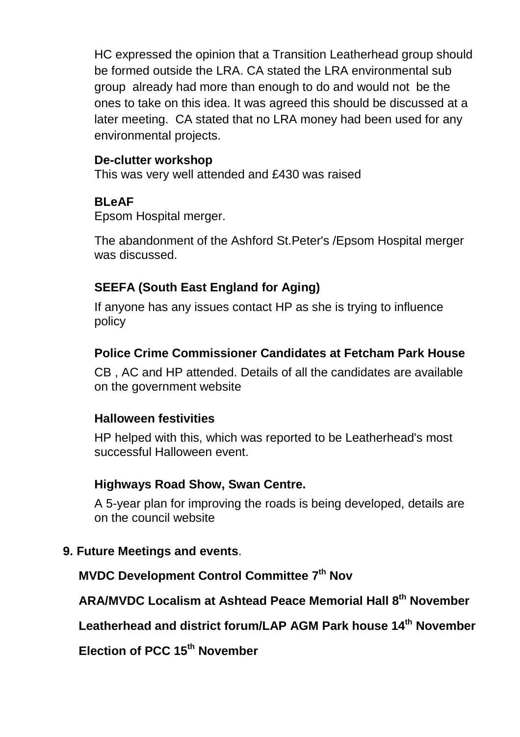HC expressed the opinion that a Transition Leatherhead group should be formed outside the LRA. CA stated the LRA environmental sub group already had more than enough to do and would not be the ones to take on this idea. It was agreed this should be discussed at a later meeting. CA stated that no LRA money had been used for any environmental projects.

**De-clutter workshop**

This was very well attended and £430 was raised

**BLeAF**

Epsom Hospital merger.

The abandonment of the Ashford St.Peter's /Epsom Hospital merger was discussed.

**SEEFA (South East England for Aging)**

If anyone has any issues contact HP as she is trying to influence policy

**Police Crime Commissioner Candidates at Fetcham Park House**

CB , AC and HP attended. Details of all the candidates are available on the government website

**Halloween festivities**

HP helped with this, which was reported to be Leatherhead's most successful Halloween event.

**Highways Road Show, Swan Centre.**

A 5-year plan for improving the roads is being developed, details are on the council website

**9. Future Meetings and events**.

**MVDC Development Control Committee 7th Nov**

**ARA/MVDC Localism at Ashtead Peace Memorial Hall 8th November**

**Leatherhead and district forum/LAP AGM Park house 14th November**

**Election of PCC 15th November**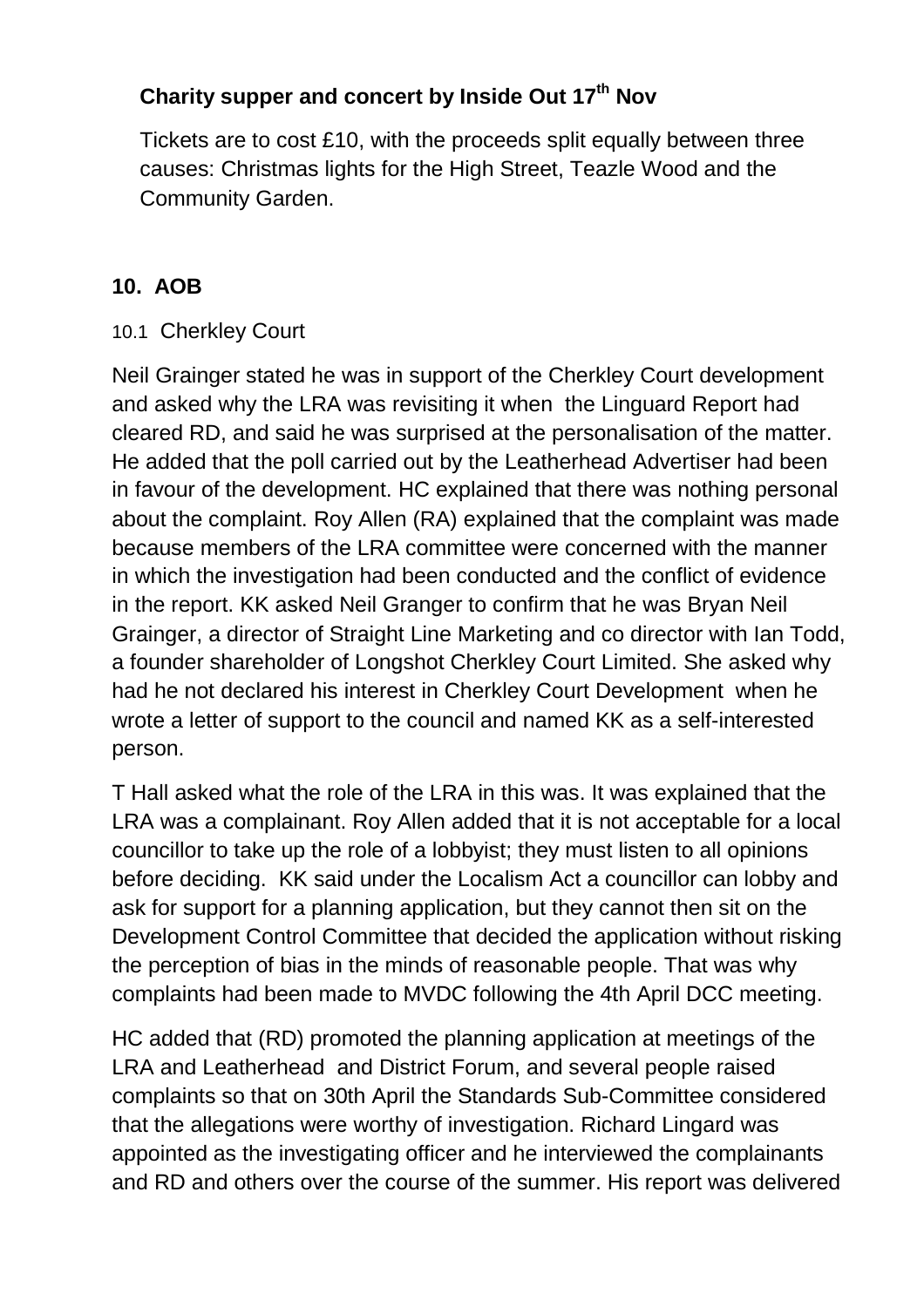### Charity supper and concert by Inside Out 17th Nov

Tickets are to cost £10, with the proceeds split equally between three causes: Christmas lights for the High Street, Teazle Wood and the Community Garden.

## 10. AOB

10.1 Cherkley Court

Neil Grainger stated he was in support of the Cherkley Court development and asked why the LRA was revisiting it when the Linguard Report had cleared RD, and said he was surprised at the personalisation of the matter. He added that the poll carried out by the Leatherhead Advertiser had been in favour of the development. HC explained that there was nothing personal about the complaint. Roy Allen (RA) explained that the complaint was made because members of the LRA committee were concerned with the manner in which the investigation had been conducted and the conflict of evidence in the report. KK asked Neil Granger to confirm that he was Bryan Neil Grainger, a director of Straight Line Marketing and co director with Ian Todd, a founder shareholder of Longshot Cherkley Court Limited. She asked why had he not declared his interest in Cherkley Court Development when he wrote a letter of support to the council and named KK as a self-interested person.

T Hall asked what the role of the LRA in this was. It was explained that the LRA was a complainant. Roy Allen added that it is not acceptable for a local councillor to take up the role of a lobbyist; they must listen to all opinions before deciding. KK said under the Localism Act a councillor can lobby and ask for support for a planning application, but they cannot then sit on the Development Control Committee that decided the application without risking the perception of bias in the minds of reasonable people. That was why complaints had been made to MVDC following the 4th April DCC meeting.

HC added that (RD) promoted the planning application at meetings of the LRA and Leatherhead and District Forum, and several people raised complaints so that on 30th April the Standards Sub-Committee considered that the allegations were worthy of investigation. Richard Lingard was appointed as the investigating officer and he interviewed the complainants and RD and others over the course of the summer. His report was delivered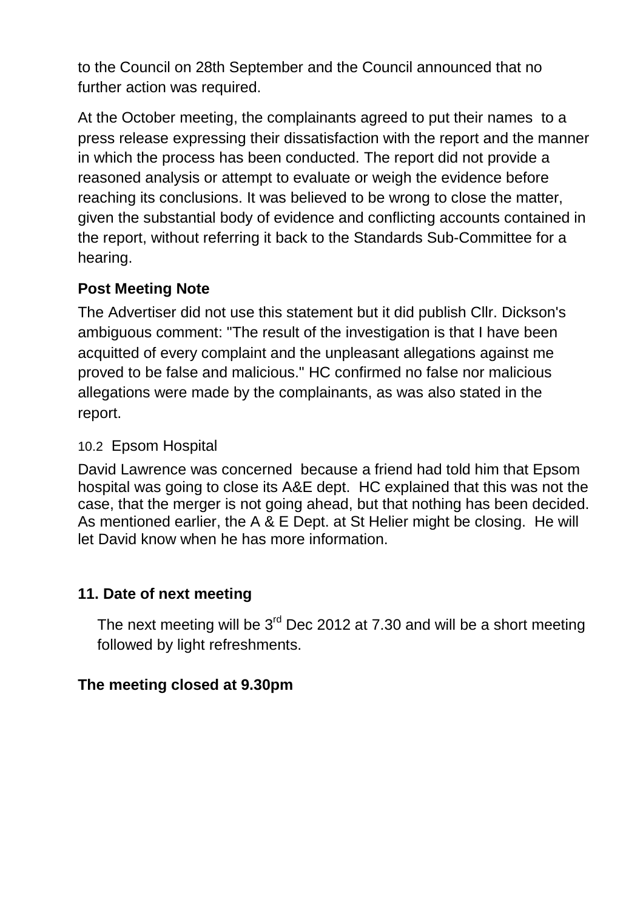to the Council on 28th September and the Council announced that no further action was required.

At the October meeting, the complainants agreed to put their names to a press release expressing their dissatisfaction with the report and the manner in which the process has been conducted. The report did not provide a reasoned analysis or attempt to evaluate or weigh the evidence before reaching its conclusions. It was believed to be wrong to close the matter, given the substantial body of evidence and conflicting accounts contained in the report, without referring it back to the Standards Sub-Committee for a hearing.

**Post Meeting Note**

The Advertiser did not use this statement but it did publish Cllr. Dickson's ambiguous comment: "The result of the investigation is that I have been acquitted of every complaint and the unpleasant allegations against me proved to be false and malicious." HC confirmed no false nor malicious allegations were made by the complainants, as was also stated in the report.

10.2 Epsom Hospital

David Lawrence was concerned because a friend had told him that Epsom hospital was going to close its A&E dept. HC explained that this was not the case, that the merger is not going ahead, but that nothing has been decided. As mentioned earlier, the A & E Dept. at St Helier might be closing. He will let David know when he has more information.

## 11. Date of next meeting

The next meeting will be 3rd Dec 2012 at 7.30 and will be a short meeting followed by light refreshments.

**The meeting closed at 9.30pm**